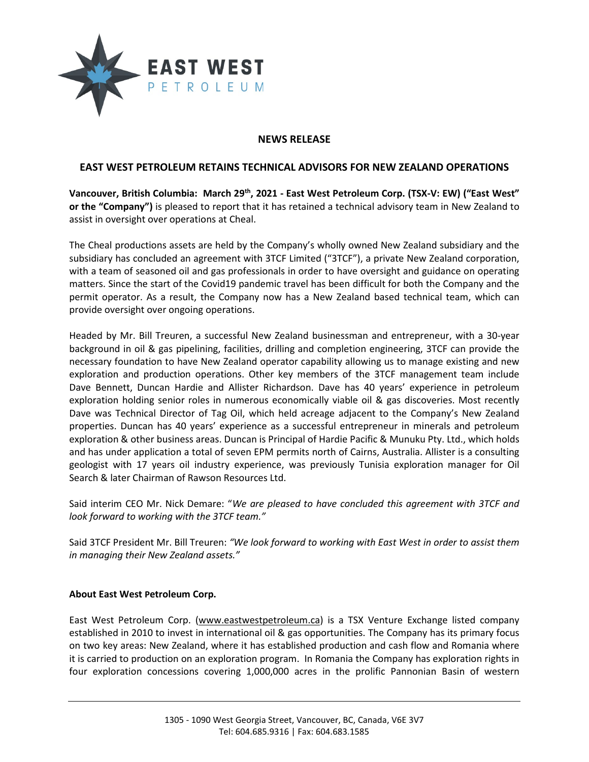# NEWS RELEASE

## EAST WEST PETROLEUM RETAINS TECHNICAL ADVISORS FOR NEW ZEALAND OPERATIONS

**Vancouver, British Columbia: March 29th, 2021 - East West Petroleum Corp. (TSX-V: EW) ("East West" or the "Company")** is pleased to report that it has retained a technical advisory team in New Zealand to assist in oversight over operations at Cheal.

The Cheal productions assets are held by the Company's wholly owned New Zealand subsidiary and the subsidiary has concluded an agreement with 3TCF Limited ("3TCF"), a private New Zealand corporation, with a team of seasoned oil and gas professionals in order to have oversight and guidance on operating matters. Since the start of the Covid19 pandemic travel has been difficult for both the Company and the permit operator. As a result, the Company now has a New Zealand based technical team, which can provide oversight over ongoing operations.

Headed by Mr. Bill Treuren, a successful New Zealand businessman and entrepreneur, with a 30-year background in oil & gas pipelining, facilities, drilling and completion engineering, 3TCF can provide the necessary foundation to have New Zealand operator capability allowing us to manage existing and new exploration and production operations. Other key members of the 3TCF management team include Dave Bennett, Duncan Hardie and Allister Richardson. Dave has 40 years' experience in petroleum exploration holding senior roles in numerous economically viable oil & gas discoveries. Most recently Dave was Technical Director of Tag Oil, which held acreage adjacent to the Company's New Zealand properties. Duncan has 40 years' experience as a successful entrepreneur in minerals and petroleum exploration & other business areas. Duncan is Principal of Hardie Pacific & Munuku Pty. Ltd., which holds and has under application a total of seven EPM permits north of Cairns, Australia. Allister is a consulting geologist with 17 years oil industry experience, was previously Tunisia exploration manager for Oil Search & later Chairman of Rawson Resources Ltd.

Said interim CEO Mr. Nick Demare: "*We are pleased to have concluded this agreement with 3TCF and look forward to working with the 3TCF team."*

Said 3TCF President Mr. Bill Treuren: *"We look forward to working with East West in order to assist them in managing their New Zealand assets."*

**About East West Petroleum Corp.**

East West Petroleum Corp. (www.eastwestpetroleum.ca) is a TSX Venture Exchange listed company established in 2010 to invest in international oil & gas opportunities. The Company has its primary focus on two key areas: New Zealand, where it has established production and cash flow and Romania where it is carried to production on an exploration program. In Romania the Company has exploration rights in four exploration concessions covering 1,000,000 acres in the prolific Pannonian Basin of western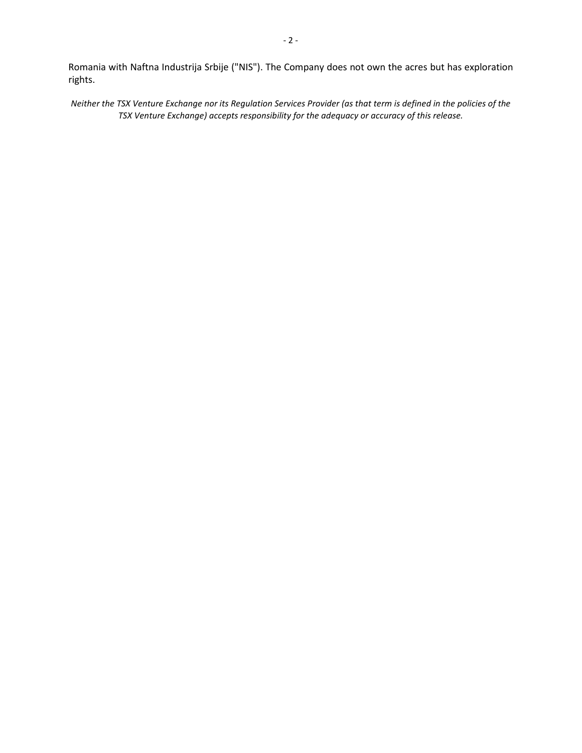Romania with Naftna Industrija Srbije ("NIS"). The Company does not own the acres but has exploration rights.

*Neither the TSX Venture Exchange nor its Regulation Services Provider (as that term is defined in the policies of the TSX Venture Exchange) accepts responsibility for the adequacy or accuracy of this release.*